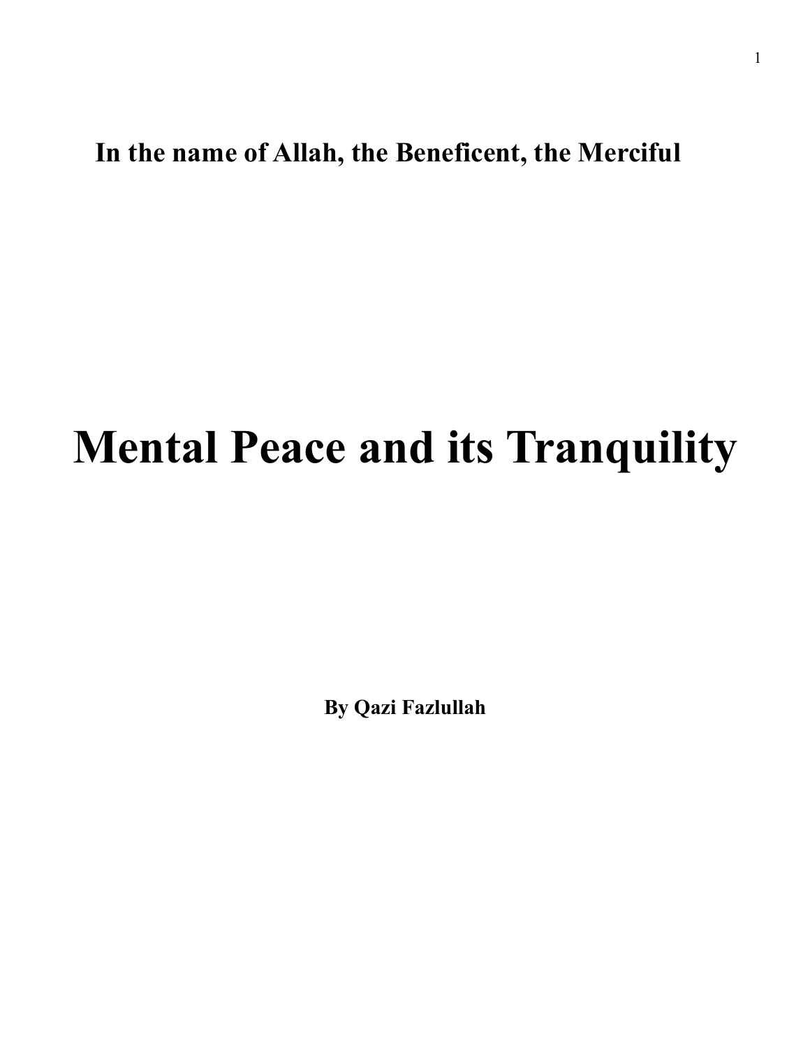**In the name of Allah, the Beneficent, the Merciful**

# Mental Peace and its Tranquility

**By Qazi Fazlullah**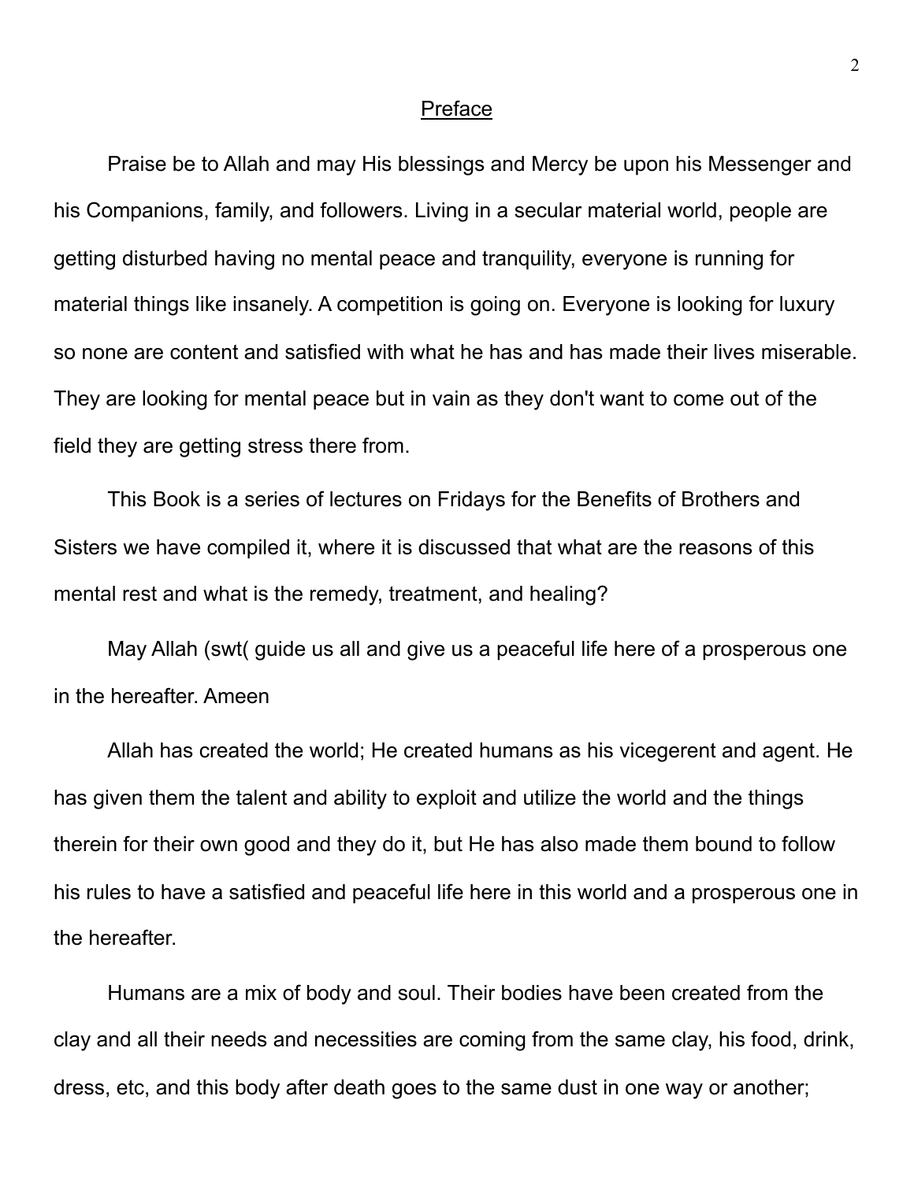## Preface

Praise be to Allah and may His blessings and Mercy be upon his Messenger and his Companions, family, and followers. Living in a secular material world, people are getting disturbed having no mental peace and tranquility, everyone is running for material things like insanely. A competition is going on. Everyone is looking for luxury so none are content and satisfied with what he has and has made their lives miserable. They are looking for mental peace but in vain as they don't want to come out of the field they are getting stress there from.

This Book is a series of lectures on Fridays for the Benefits of Brothers and Sisters we have compiled it, where it is discussed that what are the reasons of this mental rest and what is the remedy, treatment, and healing?

May Allah (swt( guide us all and give us a peaceful life here of a prosperous one in the hereafter. Ameen

Allah has created the world; He created humans as his vicegerent and agent. He has given them the talent and ability to exploit and utilize the world and the things therein for their own good and they do it, but He has also made them bound to follow his rules to have a satisfied and peaceful life here in this world and a prosperous one in the hereafter.

Humans are a mix of body and soul. Their bodies have been created from the clay and all their needs and necessities are coming from the same clay, his food, drink, dress, etc, and this body after death goes to the same dust in one way or another;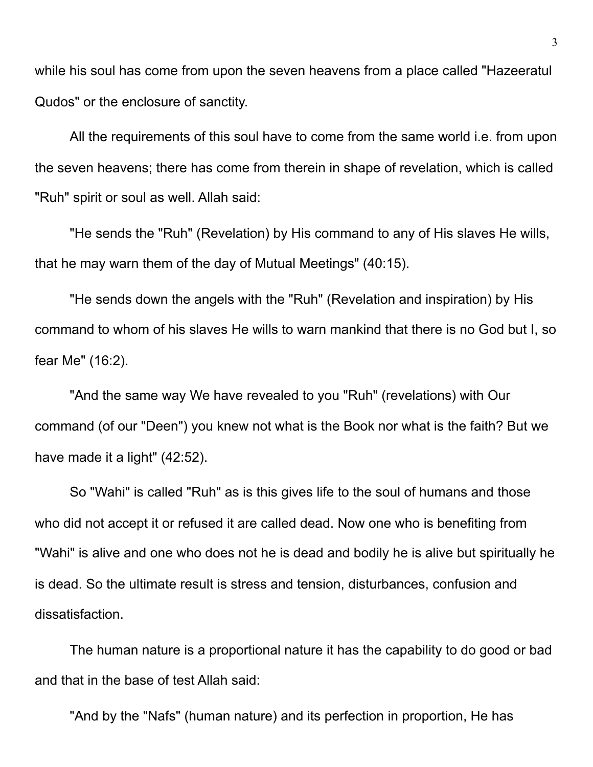while his soul has come from upon the seven heavens from a place called "Hazeeratul Qudos" or the enclosure of sanctity.

All the requirements of this soul have to come from the same world i.e. from upon the seven heavens; there has come from therein in shape of revelation, which is called "Ruh" spirit or soul as well. Allah said:

"He sends the "Ruh" (Revelation) by His command to any of His slaves He wills, that he may warn them of the day of Mutual Meetings" (40:15).

"He sends down the angels with the "Ruh" (Revelation and inspiration) by His command to whom of his slaves He wills to warn mankind that there is no God but I, so fear Me" (16:2).

"And the same way We have revealed to you "Ruh" (revelations) with Our command (of our "Deen") you knew not what is the Book nor what is the faith? But we have made it a light" (42:52).

So "Wahi" is called "Ruh" as is this gives life to the soul of humans and those who did not accept it or refused it are called dead. Now one who is benefiting from "Wahi" is alive and one who does not he is dead and bodily he is alive but spiritually he is dead. So the ultimate result is stress and tension, disturbances, confusion and dissatisfaction.

The human nature is a proportional nature it has the capability to do good or bad and that in the base of test Allah said:

"And by the "Nafs" (human nature) and its perfection in proportion, He has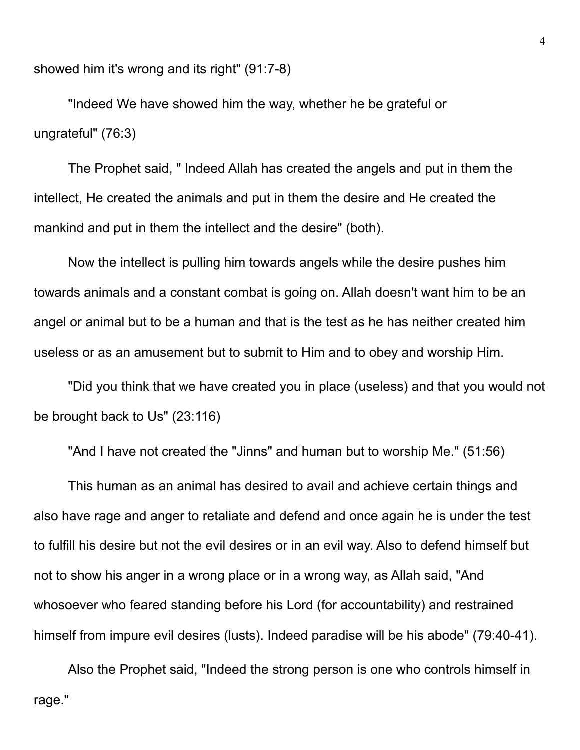showed him it's wrong and its right" (91:7-8)

"Indeed We have showed him the way, whether he be grateful or ungrateful" (76:3)

The Prophet said, " Indeed Allah has created the angels and put in them the intellect, He created the animals and put in them the desire and He created the mankind and put in them the intellect and the desire" (both).

Now the intellect is pulling him towards angels while the desire pushes him towards animals and a constant combat is going on. Allah doesn't want him to be an angel or animal but to be a human and that is the test as he has neither created him useless or as an amusement but to submit to Him and to obey and worship Him.

"Did you think that we have created you in place (useless) and that you would not be brought back to Us" (23:116)

"And I have not created the "Jinns" and human but to worship Me." (51:56)

This human as an animal has desired to avail and achieve certain things and also have rage and anger to retaliate and defend and once again he is under the test to fulfill his desire but not the evil desires or in an evil way. Also to defend himself but not to show his anger in a wrong place or in a wrong way, as Allah said, "And whosoever who feared standing before his Lord (for accountability) and restrained himself from impure evil desires (lusts). Indeed paradise will be his abode" (79:40-41).

Also the Prophet said, "Indeed the strong person is one who controls himself in rage."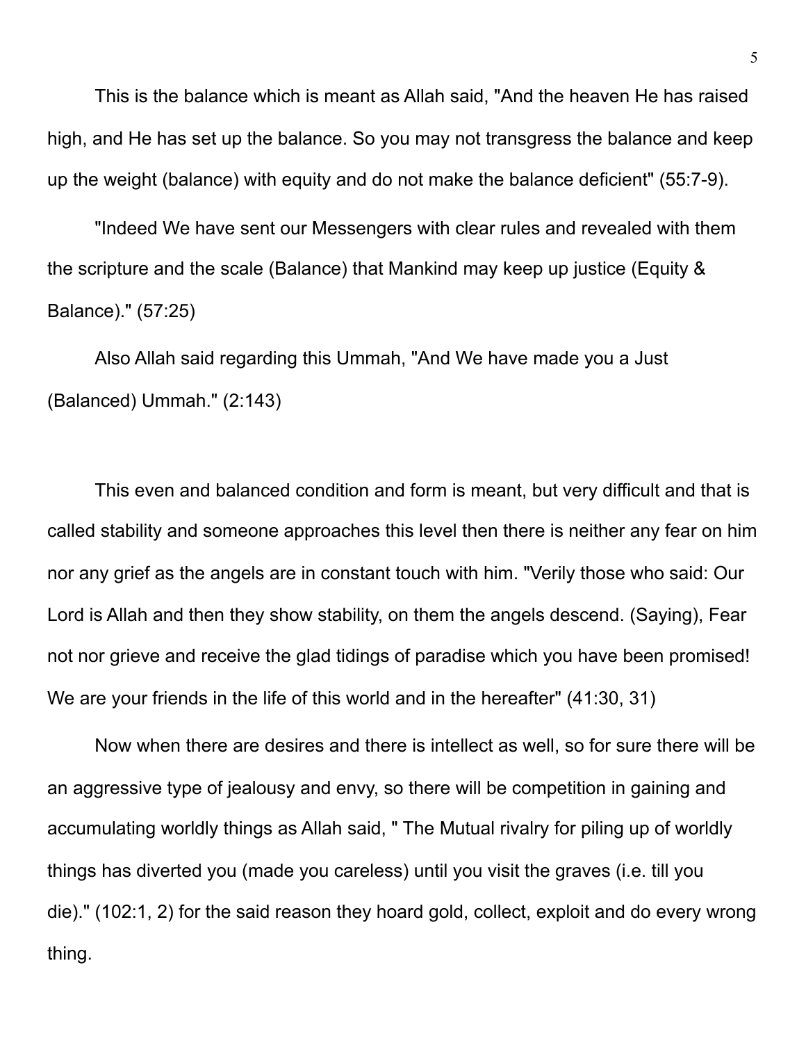This is the balance which is meant as Allah said, "And the heaven He has raised high, and He has set up the balance. So you may not transgress the balance and keep up the weight (balance) with equity and do not make the balance deficient" (55:7-9).

"Indeed We have sent our Messengers with clear rules and revealed with them the scripture and the scale (Balance) that Mankind may keep up justice (Equity & Balance)." (57:25)

Also Allah said regarding this Ummah, "And We have made you a Just (Balanced) Ummah." (2:143)

This even and balanced condition and form is meant, but very difficult and that is called stability and someone approaches this level then there is neither any fear on him nor any grief as the angels are in constant touch with him. "Verily those who said: Our Lord is Allah and then they show stability, on them the angels descend. (Saying), Fear not nor grieve and receive the glad tidings of paradise which you have been promised! We are your friends in the life of this world and in the hereafter" (41:30, 31)

Now when there are desires and there is intellect as well, so for sure there will be an aggressive type of jealousy and envy, so there will be competition in gaining and accumulating worldly things as Allah said, " The Mutual rivalry for piling up of worldly things has diverted you (made you careless) until you visit the graves (i.e. till you die)." (102:1, 2) for the said reason they hoard gold, collect, exploit and do every wrong thing.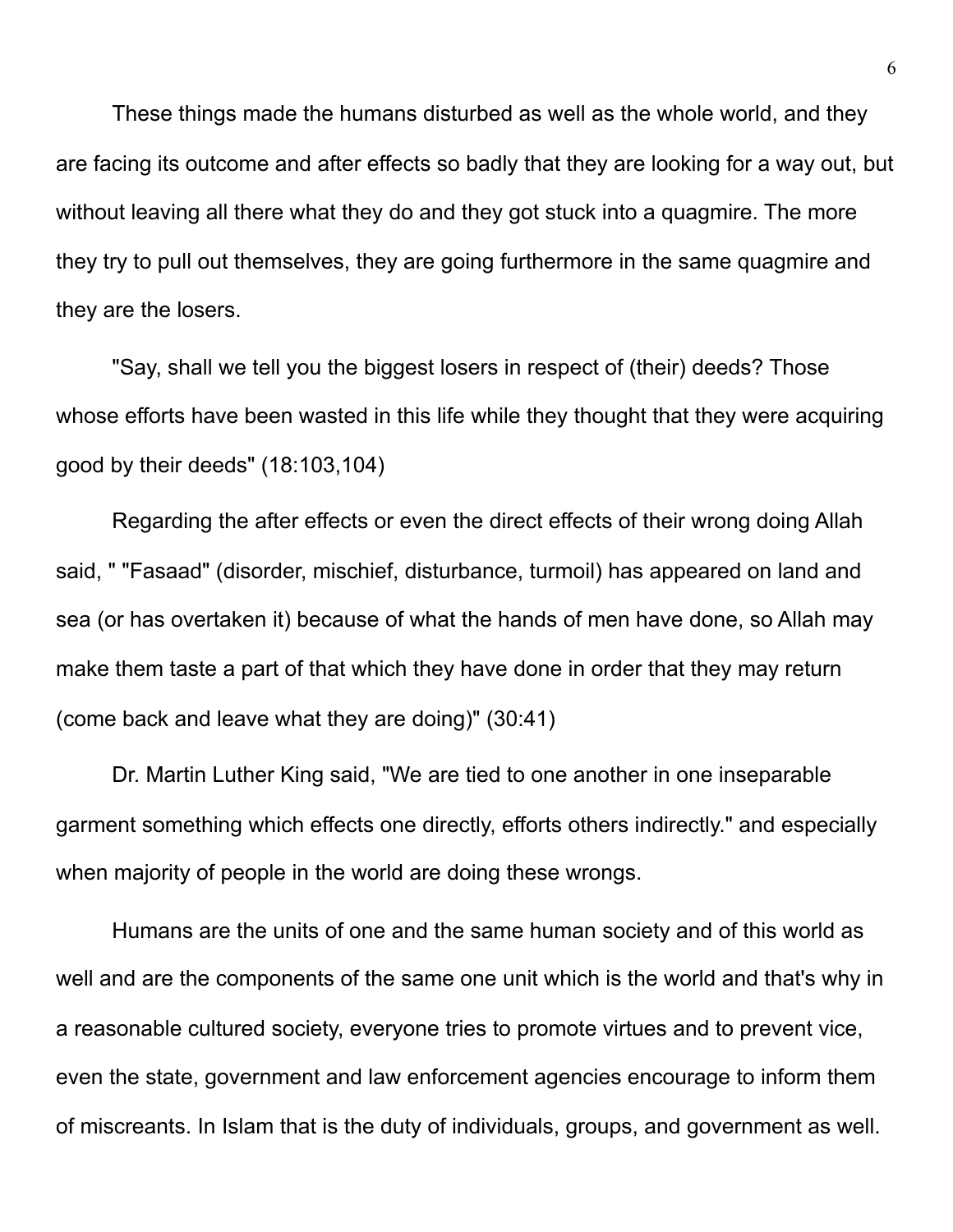These things made the humans disturbed as well as the whole world, and they are facing its outcome and after effects so badly that they are looking for a way out, but without leaving all there what they do and they got stuck into a quagmire. The more they try to pull out themselves, they are going furthermore in the same quagmire and they are the losers.

"Say, shall we tell you the biggest losers in respect of (their) deeds? Those whose efforts have been wasted in this life while they thought that they were acquiring good by their deeds" (18:103,104)

Regarding the after effects or even the direct effects of their wrong doing Allah said, " "Fasaad" (disorder, mischief, disturbance, turmoil) has appeared on land and sea (or has overtaken it) because of what the hands of men have done, so Allah may make them taste a part of that which they have done in order that they may return (come back and leave what they are doing)" (30:41)

Dr. Martin Luther King said, "We are tied to one another in one inseparable garment something which effects one directly, efforts others indirectly." and especially when majority of people in the world are doing these wrongs.

Humans are the units of one and the same human society and of this world as well and are the components of the same one unit which is the world and that's why in a reasonable cultured society, everyone tries to promote virtues and to prevent vice, even the state, government and law enforcement agencies encourage to inform them of miscreants. In Islam that is the duty of individuals, groups, and government as well.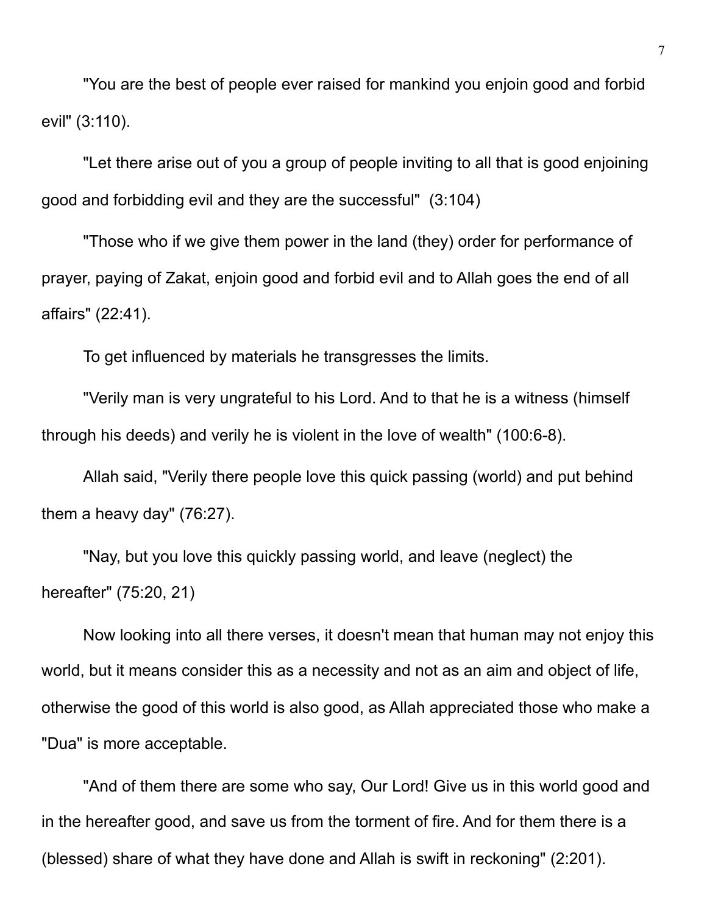"You are the best of people ever raised for mankind you enjoin good and forbid evil" (3:110).

"Let there arise out of you a group of people inviting to all that is good enjoining good and forbidding evil and they are the successful" (3:104)

"Those who if we give them power in the land (they) order for performance of prayer, paying of Zakat, enjoin good and forbid evil and to Allah goes the end of all affairs" (22:41).

To get influenced by materials he transgresses the limits.

"Verily man is very ungrateful to his Lord. And to that he is a witness (himself through his deeds) and verily he is violent in the love of wealth" (100:6-8).

Allah said, "Verily there people love this quick passing (world) and put behind them a heavy day" (76:27).

"Nay, but you love this quickly passing world, and leave (neglect) the hereafter" (75:20, 21)

Now looking into all there verses, it doesn't mean that human may not enjoy this world, but it means consider this as a necessity and not as an aim and object of life, otherwise the good of this world is also good, as Allah appreciated those who make a "Dua" is more acceptable.

"And of them there are some who say, Our Lord! Give us in this world good and in the hereafter good, and save us from the torment of fire. And for them there is a (blessed) share of what they have done and Allah is swift in reckoning" (2:201).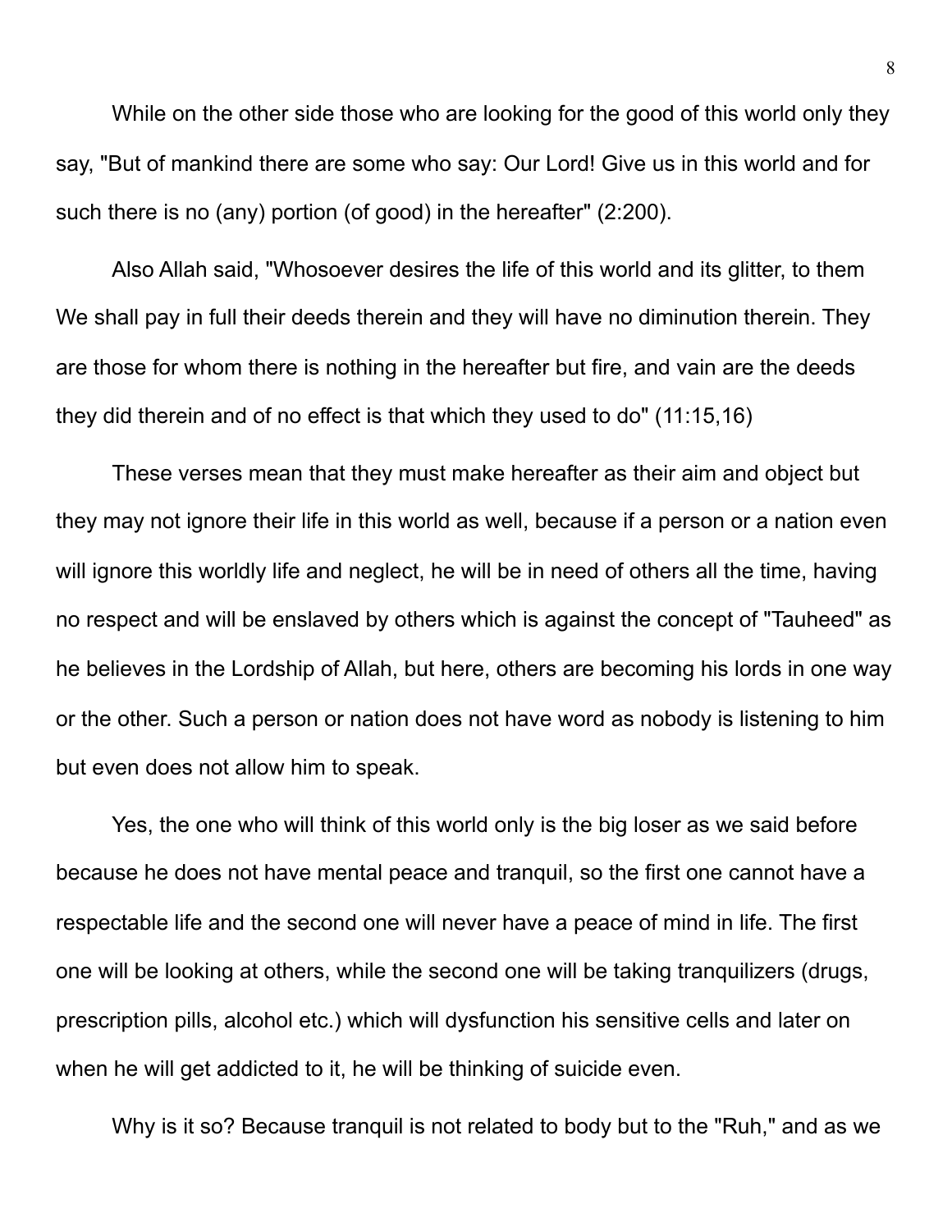While on the other side those who are looking for the good of this world only they say, "But of mankind there are some who say: Our Lord! Give us in this world and for such there is no (any) portion (of good) in the hereafter" (2:200).

Also Allah said, "Whosoever desires the life of this world and its glitter, to them We shall pay in full their deeds therein and they will have no diminution therein. They are those for whom there is nothing in the hereafter but fire, and vain are the deeds they did therein and of no effect is that which they used to do" (11:15,16)

These verses mean that they must make hereafter as their aim and object but they may not ignore their life in this world as well, because if a person or a nation even will ignore this worldly life and neglect, he will be in need of others all the time, having no respect and will be enslaved by others which is against the concept of "Tauheed" as he believes in the Lordship of Allah, but here, others are becoming his lords in one way or the other. Such a person or nation does not have word as nobody is listening to him but even does not allow him to speak.

Yes, the one who will think of this world only is the big loser as we said before because he does not have mental peace and tranquil, so the first one cannot have a respectable life and the second one will never have a peace of mind in life. The first one will be looking at others, while the second one will be taking tranquilizers (drugs, prescription pills, alcohol etc.) which will dysfunction his sensitive cells and later on when he will get addicted to it, he will be thinking of suicide even.

Why is it so? Because tranquil is not related to body but to the "Ruh," and as we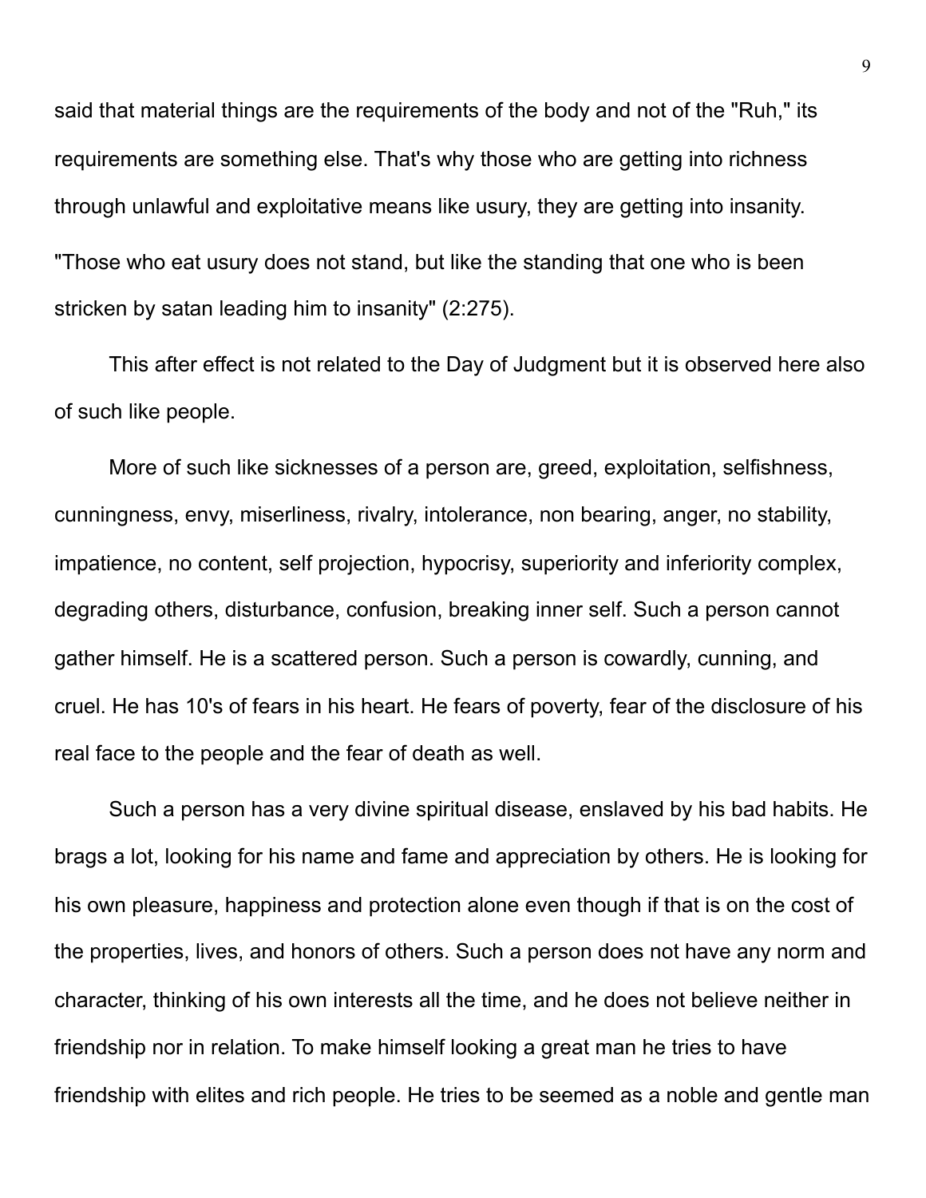said that material things are the requirements of the body and not of the "Ruh," its requirements are something else. That's why those who are getting into richness through unlawful and exploitative means like usury, they are getting into insanity. "Those who eat usury does not stand, but like the standing that one who is been stricken by satan leading him to insanity" (2:275).

This after effect is not related to the Day of Judgment but it is observed here also of such like people.

More of such like sicknesses of a person are, greed, exploitation, selfishness, cunningness, envy, miserliness, rivalry, intolerance, non bearing, anger, no stability, impatience, no content, self projection, hypocrisy, superiority and inferiority complex, degrading others, disturbance, confusion, breaking inner self. Such a person cannot gather himself. He is a scattered person. Such a person is cowardly, cunning, and cruel. He has 10's of fears in his heart. He fears of poverty, fear of the disclosure of his real face to the people and the fear of death as well.

Such a person has a very divine spiritual disease, enslaved by his bad habits. He brags a lot, looking for his name and fame and appreciation by others. He is looking for his own pleasure, happiness and protection alone even though if that is on the cost of the properties, lives, and honors of others. Such a person does not have any norm and character, thinking of his own interests all the time, and he does not believe neither in friendship nor in relation. To make himself looking a great man he tries to have friendship with elites and rich people. He tries to be seemed as a noble and gentle man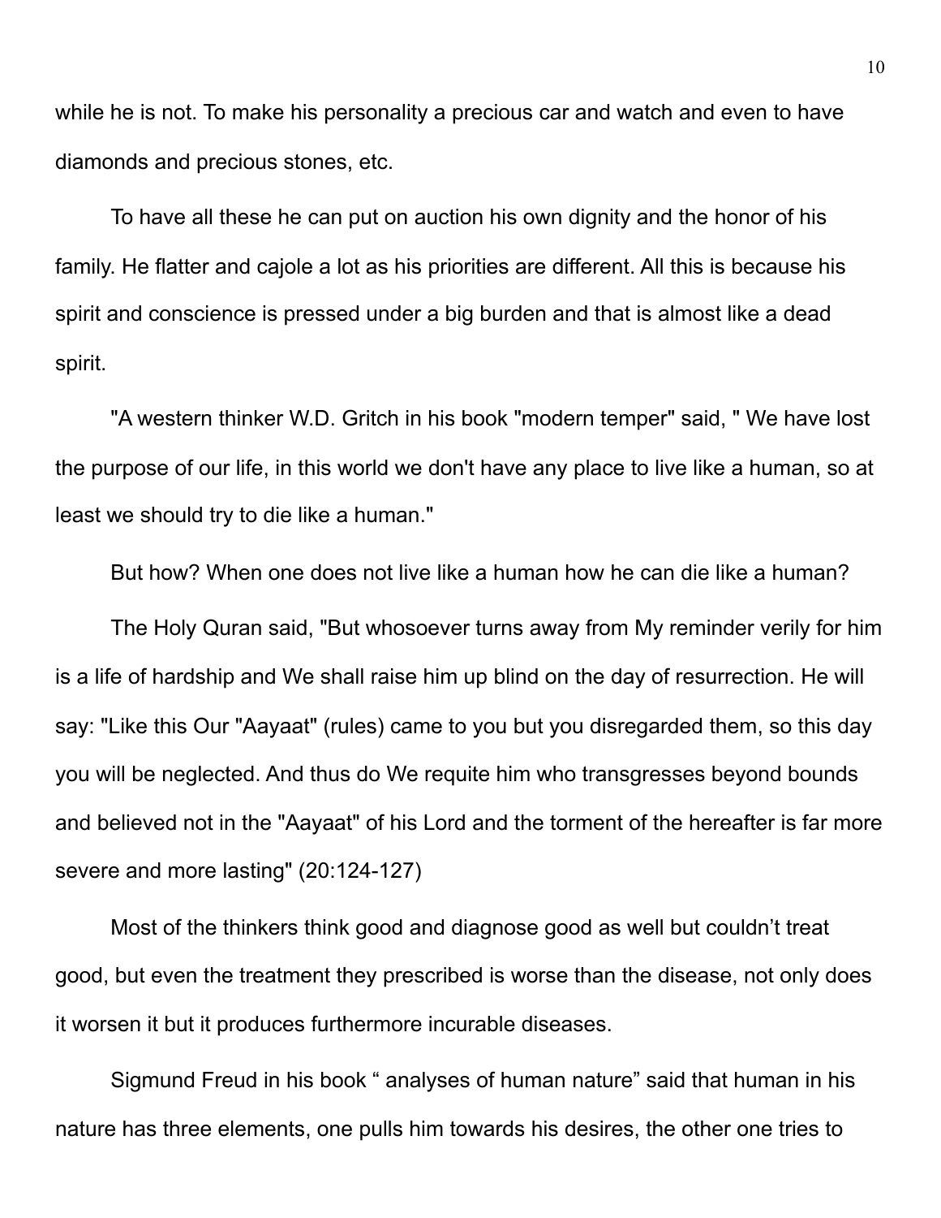while he is not. To make his personality a precious car and watch and even to have diamonds and precious stones, etc.

To have all these he can put on auction his own dignity and the honor of his family. He flatter and cajole a lot as his priorities are different. All this is because his spirit and conscience is pressed under a big burden and that is almost like a dead spirit.

"A western thinker W.D. Gritch in his book "modern temper" said, " We have lost the purpose of our life, in this world we don't have any place to live like a human, so at least we should try to die like a human."

But how? When one does not live like a human how he can die like a human?

The Holy Quran said, "But whosoever turns away from My reminder verily for him is a life of hardship and We shall raise him up blind on the day of resurrection. He will say: "Like this Our "Aayaat" (rules) came to you but you disregarded them, so this day you will be neglected. And thus do We requite him who transgresses beyond bounds and believed not in the "Aayaat" of his Lord and the torment of the hereafter is far more severe and more lasting" (20:124-127)

Most of the thinkers think good and diagnose good as well but couldn’t treat good, but even the treatment they prescribed is worse than the disease, not only does it worsen it but it produces furthermore incurable diseases.

Sigmund Freud in his book “ analyses of human nature” said that human in his nature has three elements, one pulls him towards his desires, the other one tries to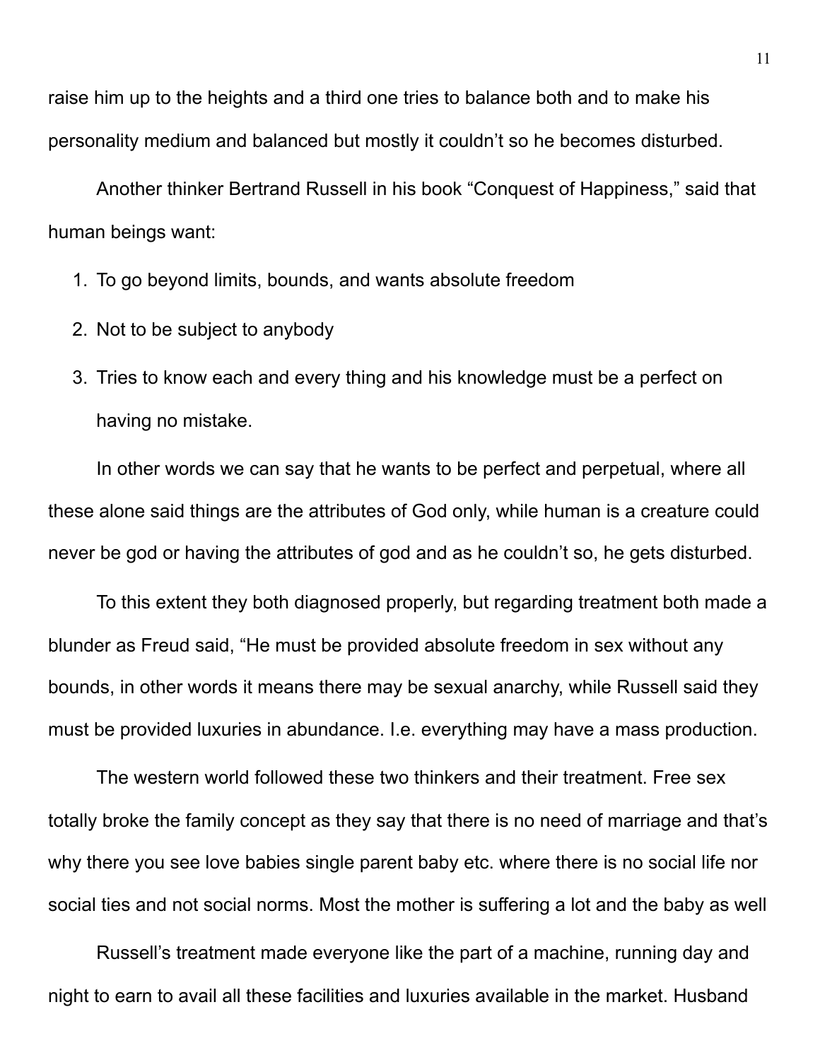raise him up to the heights and a third one tries to balance both and to make his personality medium and balanced but mostly it couldn't so he becomes disturbed.

Another thinker Bertrand Russell in his book "Conquest of Happiness," said that human beings want:

1. To go beyond limits, bounds, and wants absolute freedom
2. Not to be subject to anybody
3. Tries to know each and every thing and his knowledge must be a perfect on having no mistake.

In other words we can say that he wants to be perfect and perpetual, where all these alone said things are the attributes of God only, while human is a creature could never be god or having the attributes of god and as he couldn't so, he gets disturbed.

To this extent they both diagnosed properly, but regarding treatment both made a blunder as Freud said, "He must be provided absolute freedom in sex without any bounds, in other words it means there may be sexual anarchy, while Russell said they must be provided luxuries in abundance. I.e. everything may have a mass production.

The western world followed these two thinkers and their treatment. Free sex totally broke the family concept as they say that there is no need of marriage and that's why there you see love babies single parent baby etc. where there is no social life nor social ties and not social norms. Most the mother is suffering a lot and the baby as well

Russell's treatment made everyone like the part of a machine, running day and night to earn to avail all these facilities and luxuries available in the market. Husband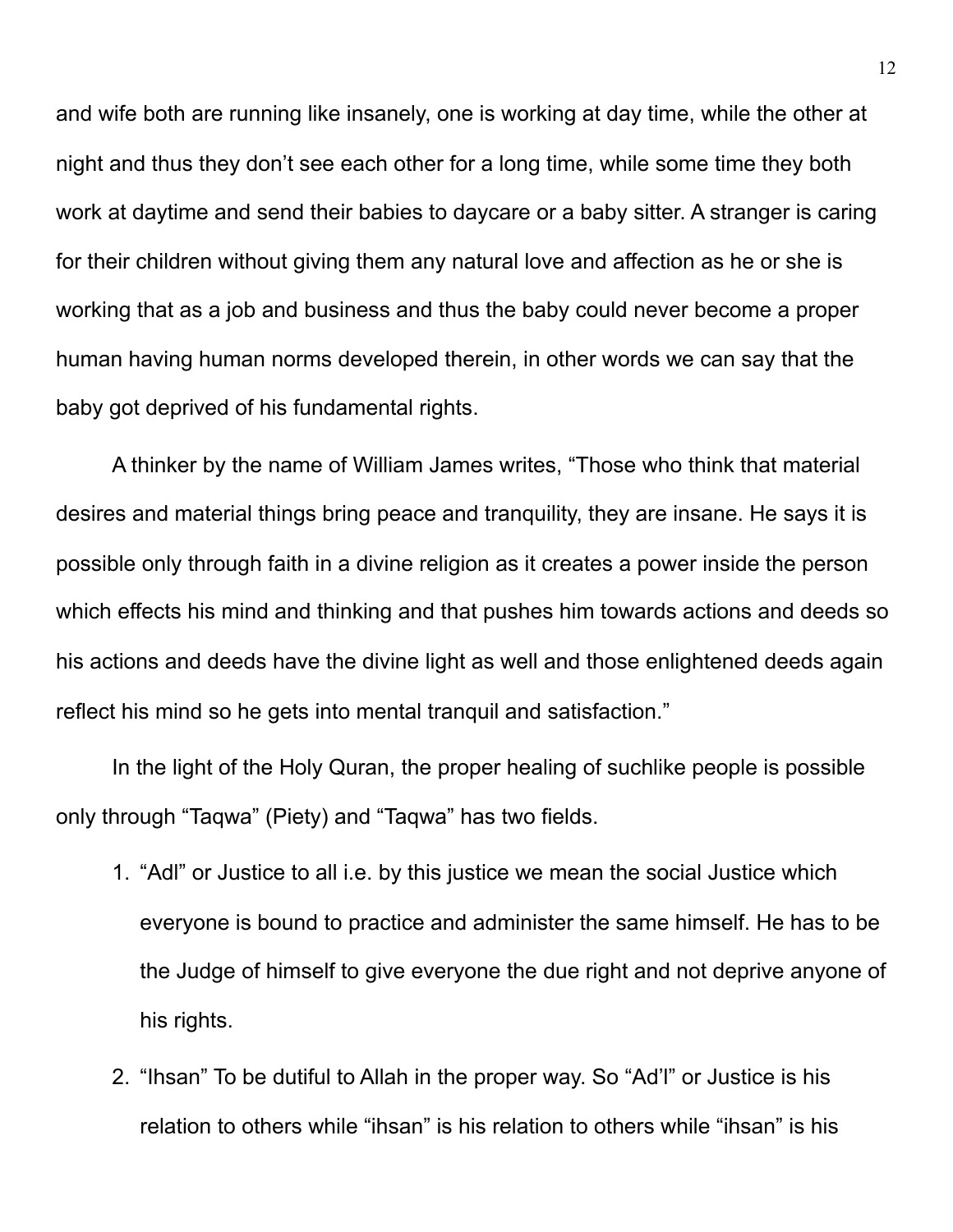and wife both are running like insanely, one is working at day time, while the other at night and thus they don't see each other for a long time, while some time they both work at daytime and send their babies to daycare or a baby sitter. A stranger is caring for their children without giving them any natural love and affection as he or she is working that as a job and business and thus the baby could never become a proper human having human norms developed therein, in other words we can say that the baby got deprived of his fundamental rights.

A thinker by the name of William James writes, "Those who think that material desires and material things bring peace and tranquility, they are insane. He says it is possible only through faith in a divine religion as it creates a power inside the person which effects his mind and thinking and that pushes him towards actions and deeds so his actions and deeds have the divine light as well and those enlightened deeds again reflect his mind so he gets into mental tranquil and satisfaction."

In the light of the Holy Quran, the proper healing of suchlike people is possible only through "Taqwa" (Piety) and "Taqwa" has two fields.

1. "Adl" or Justice to all i.e. by this justice we mean the social Justice which everyone is bound to practice and administer the same himself. He has to be the Judge of himself to give everyone the due right and not deprive anyone of his rights.
2. "Ihsan" To be dutiful to Allah in the proper way. So "Ad'l" or Justice is his relation to others while "ihsan" is his relation to others while "ihsan" is his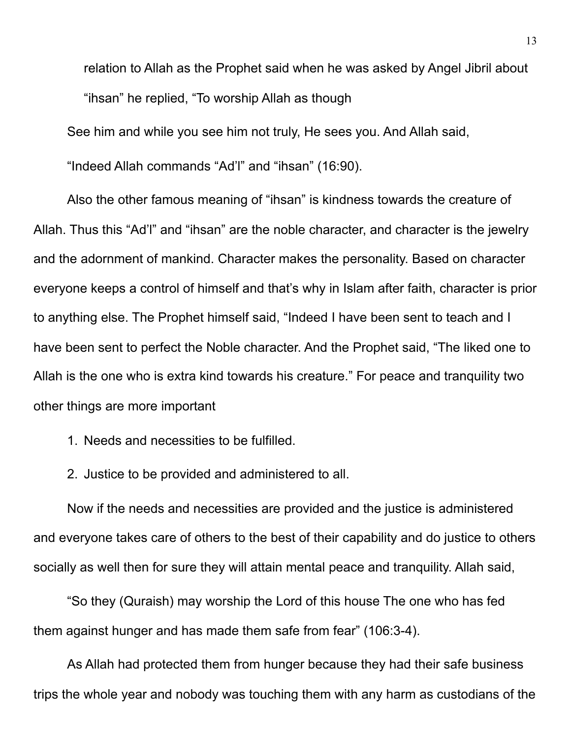relation to Allah as the Prophet said when he was asked by Angel Jibril about "ihsan" he replied, "To worship Allah as though

See him and while you see him not truly, He sees you. And Allah said,

"Indeed Allah commands "Ad'l" and "ihsan" (16:90).

Also the other famous meaning of "ihsan" is kindness towards the creature of Allah. Thus this "Ad'l" and "ihsan" are the noble character, and character is the jewelry and the adornment of mankind. Character makes the personality. Based on character everyone keeps a control of himself and that's why in Islam after faith, character is prior to anything else. The Prophet himself said, "Indeed I have been sent to teach and I have been sent to perfect the Noble character. And the Prophet said, "The liked one to Allah is the one who is extra kind towards his creature." For peace and tranquility two other things are more important

1. Needs and necessities to be fulfilled.
2. Justice to be provided and administered to all.

Now if the needs and necessities are provided and the justice is administered and everyone takes care of others to the best of their capability and do justice to others socially as well then for sure they will attain mental peace and tranquility. Allah said,

"So they (Quraish) may worship the Lord of this house The one who has fed them against hunger and has made them safe from fear" (106:3-4).

As Allah had protected them from hunger because they had their safe business trips the whole year and nobody was touching them with any harm as custodians of the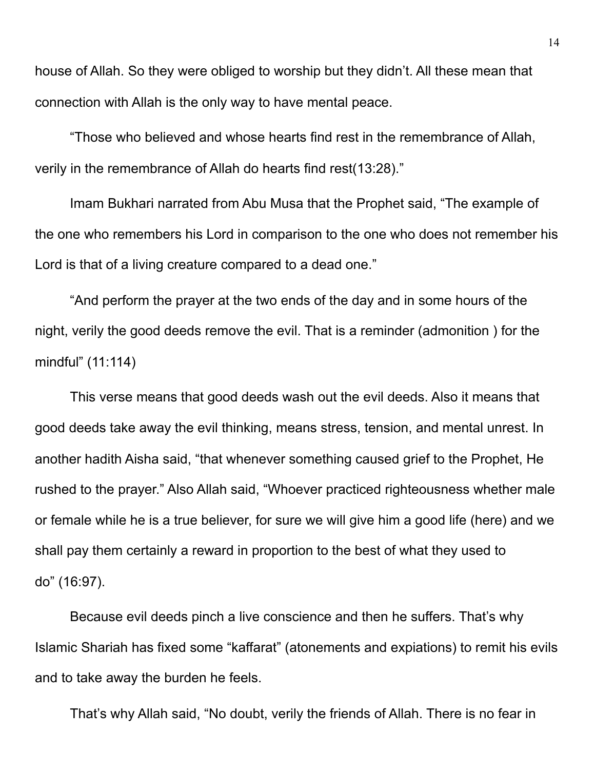house of Allah. So they were obliged to worship but they didn't. All these mean that connection with Allah is the only way to have mental peace.

"Those who believed and whose hearts find rest in the remembrance of Allah, verily in the remembrance of Allah do hearts find rest(13:28)."

Imam Bukhari narrated from Abu Musa that the Prophet said, "The example of the one who remembers his Lord in comparison to the one who does not remember his Lord is that of a living creature compared to a dead one."

"And perform the prayer at the two ends of the day and in some hours of the night, verily the good deeds remove the evil. That is a reminder (admonition ) for the mindful" (11:114)

This verse means that good deeds wash out the evil deeds. Also it means that good deeds take away the evil thinking, means stress, tension, and mental unrest. In another hadith Aisha said, "that whenever something caused grief to the Prophet, He rushed to the prayer." Also Allah said, "Whoever practiced righteousness whether male or female while he is a true believer, for sure we will give him a good life (here) and we shall pay them certainly a reward in proportion to the best of what they used to do" (16:97).

Because evil deeds pinch a live conscience and then he suffers. That's why Islamic Shariah has fixed some "kaffarat" (atonements and expiations) to remit his evils and to take away the burden he feels.

That's why Allah said, "No doubt, verily the friends of Allah. There is no fear in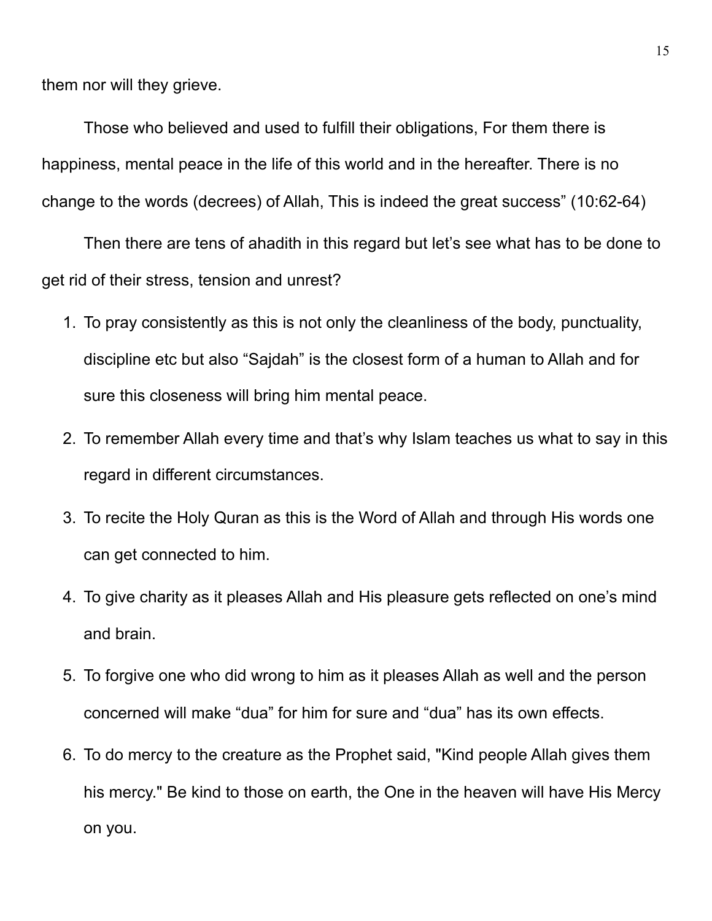them nor will they grieve.

Those who believed and used to fulfill their obligations, For them there is happiness, mental peace in the life of this world and in the hereafter. There is no change to the words (decrees) of Allah, This is indeed the great success" (10:62-64)

Then there are tens of ahadith in this regard but let's see what has to be done to get rid of their stress, tension and unrest?

1. To pray consistently as this is not only the cleanliness of the body, punctuality, discipline etc but also "Sajdah" is the closest form of a human to Allah and for sure this closeness will bring him mental peace.
2. To remember Allah every time and that's why Islam teaches us what to say in this regard in different circumstances.
3. To recite the Holy Quran as this is the Word of Allah and through His words one can get connected to him.
4. To give charity as it pleases Allah and His pleasure gets reflected on one's mind and brain.
5. To forgive one who did wrong to him as it pleases Allah as well and the person concerned will make "dua" for him for sure and "dua" has its own effects.
6. To do mercy to the creature as the Prophet said, "Kind people Allah gives them his mercy." Be kind to those on earth, the One in the heaven will have His Mercy on you.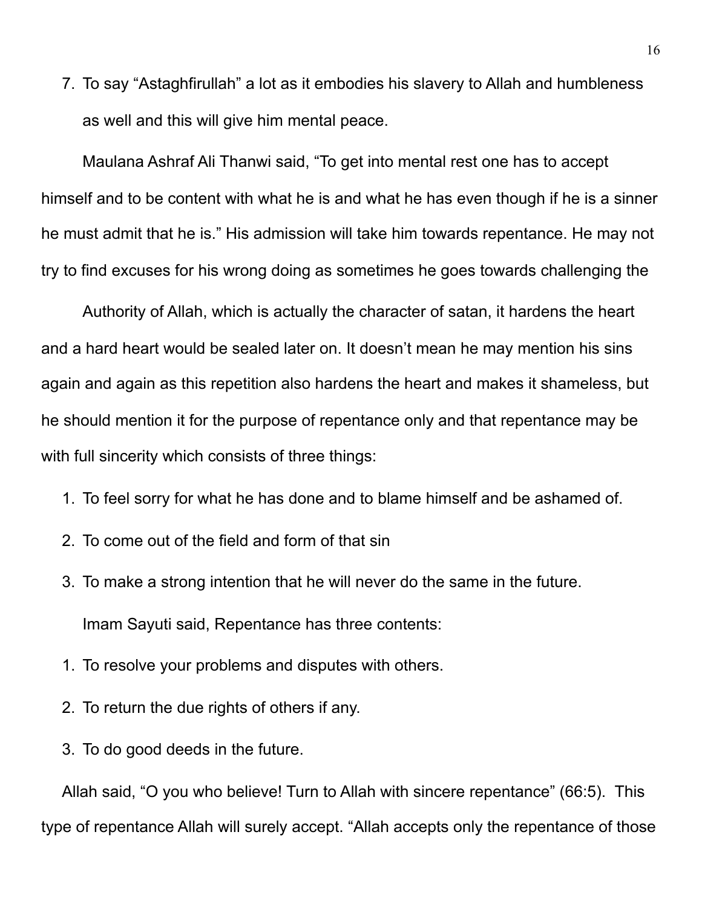7. To say “Astaghfirullah” a lot as it embodies his slavery to Allah and humbleness as well and this will give him mental peace.

Maulana Ashraf Ali Thanwi said, “To get into mental rest one has to accept himself and to be content with what he is and what he has even though if he is a sinner he must admit that he is.” His admission will take him towards repentance. He may not try to find excuses for his wrong doing as sometimes he goes towards challenging the

Authority of Allah, which is actually the character of satan, it hardens the heart and a hard heart would be sealed later on. It doesn’t mean he may mention his sins again and again as this repetition also hardens the heart and makes it shameless, but he should mention it for the purpose of repentance only and that repentance may be with full sincerity which consists of three things:

1. To feel sorry for what he has done and to blame himself and be ashamed of.
2. To come out of the field and form of that sin
3. To make a strong intention that he will never do the same in the future.

Imam Sayuti said, Repentance has three contents:

1. To resolve your problems and disputes with others.
2. To return the due rights of others if any.
3. To do good deeds in the future.

Allah said, “O you who believe! Turn to Allah with sincere repentance” (66:5). This type of repentance Allah will surely accept. “Allah accepts only the repentance of those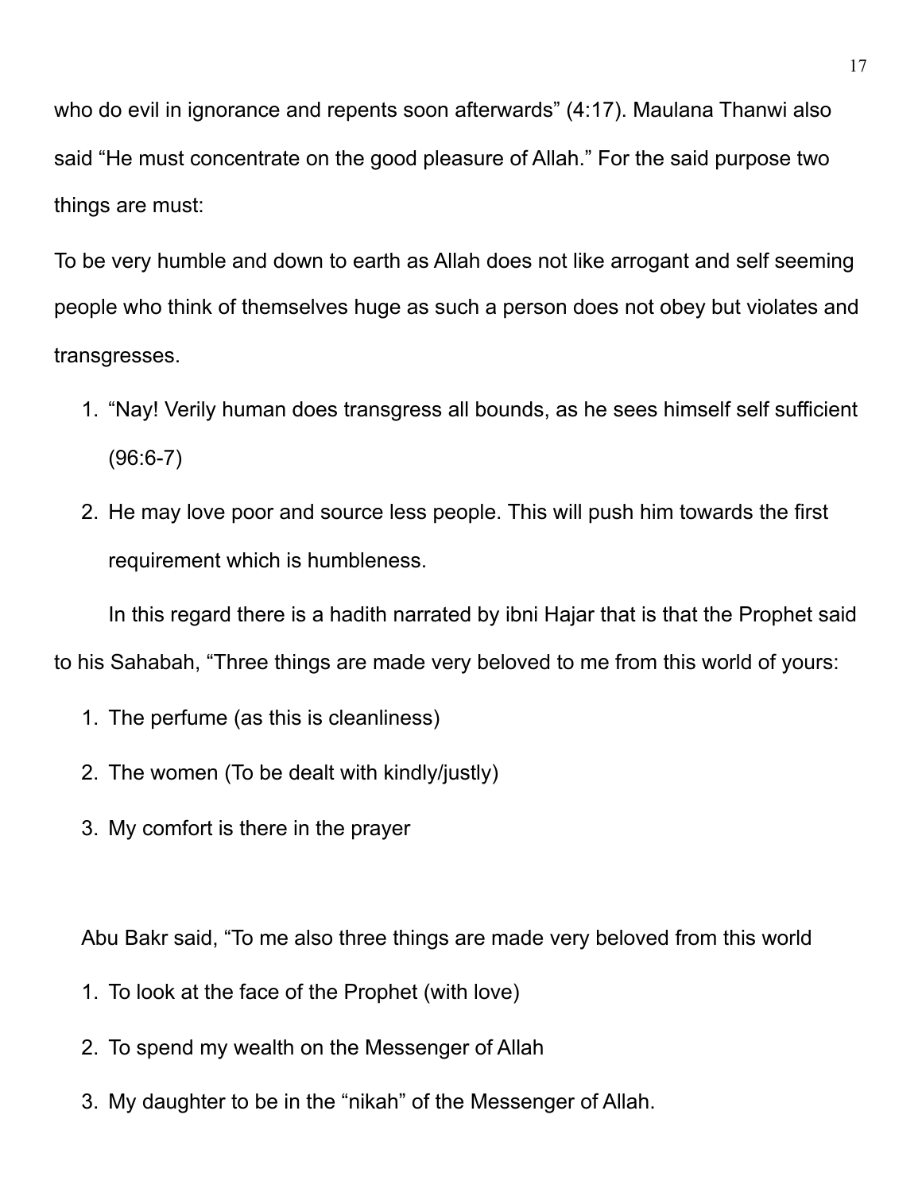who do evil in ignorance and repents soon afterwards" (4:17). Maulana Thanwi also said "He must concentrate on the good pleasure of Allah." For the said purpose two things are must:

To be very humble and down to earth as Allah does not like arrogant and self seeming people who think of themselves huge as such a person does not obey but violates and transgresses.

1. "Nay! Verily human does transgress all bounds, as he sees himself self sufficient (96:6-7)
2. He may love poor and source less people. This will push him towards the first requirement which is humbleness.

In this regard there is a hadith narrated by ibni Hajar that is that the Prophet said to his Sahabah, "Three things are made very beloved to me from this world of yours:

1. The perfume (as this is cleanliness)
2. The women (To be dealt with kindly/justly)
3. My comfort is there in the prayer

Abu Bakr said, "To me also three things are made very beloved from this world

1. To look at the face of the Prophet (with love)
2. To spend my wealth on the Messenger of Allah
3. My daughter to be in the "nikah" of the Messenger of Allah.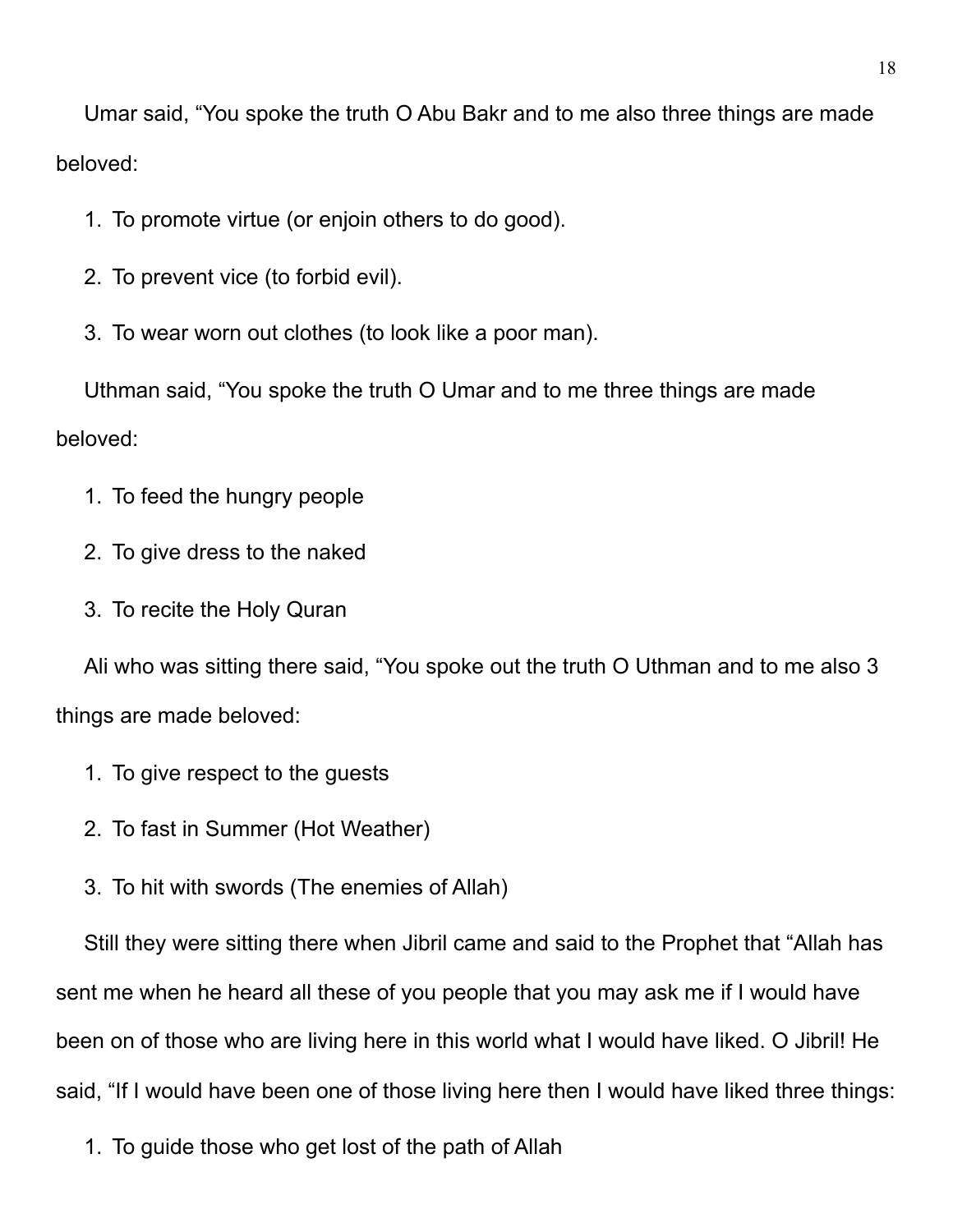Umar said, “You spoke the truth O Abu Bakr and to me also three things are made beloved:

1. To promote virtue (or enjoin others to do good).
2. To prevent vice (to forbid evil).
3. To wear worn out clothes (to look like a poor man).

Uthman said, “You spoke the truth O Umar and to me three things are made beloved:

1. To feed the hungry people
2. To give dress to the naked
3. To recite the Holy Quran

Ali who was sitting there said, “You spoke out the truth O Uthman and to me also 3 things are made beloved:

1. To give respect to the guests
2. To fast in Summer (Hot Weather)
3. To hit with swords (The enemies of Allah)

Still they were sitting there when Jibril came and said to the Prophet that “Allah has sent me when he heard all these of you people that you may ask me if I would have been on of those who are living here in this world what I would have liked. O Jibril! He said, “If I would have been one of those living here then I would have liked three things:

1. To guide those who get lost of the path of Allah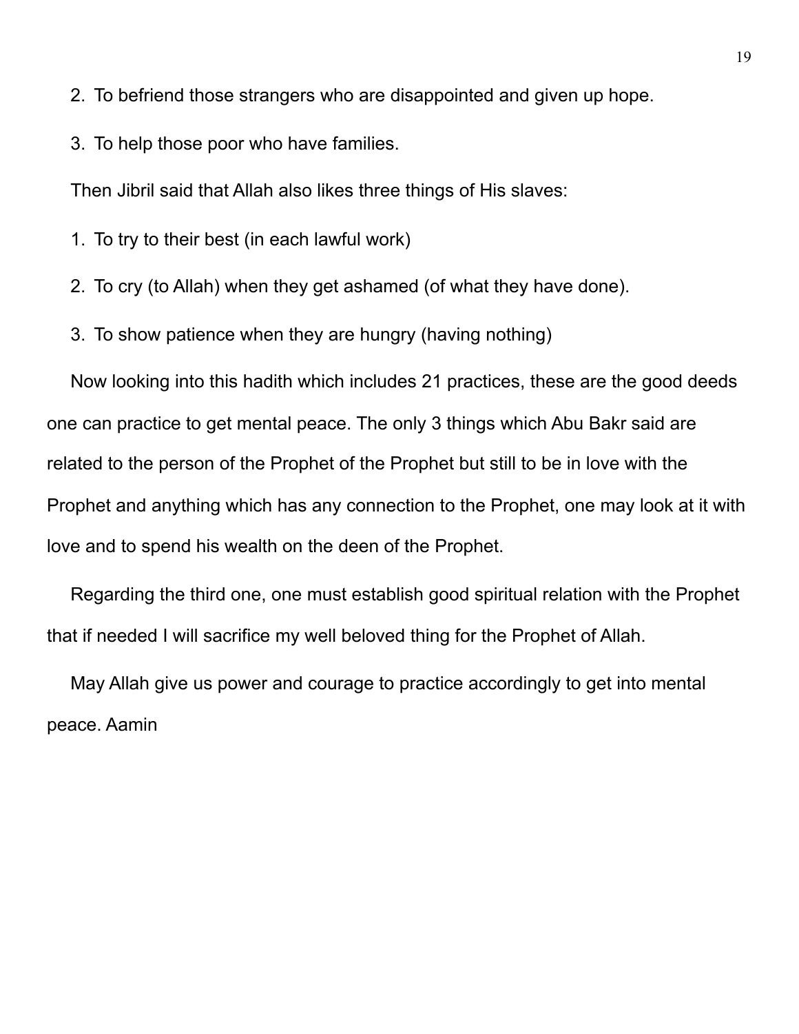2. To befriend those strangers who are disappointed and given up hope.
3. To help those poor who have families.

Then Jibril said that Allah also likes three things of His slaves:

1. To try to their best (in each lawful work)
2. To cry (to Allah) when they get ashamed (of what they have done).
3. To show patience when they are hungry (having nothing)

Now looking into this hadith which includes 21 practices, these are the good deeds one can practice to get mental peace. The only 3 things which Abu Bakr said are related to the person of the Prophet of the Prophet but still to be in love with the Prophet and anything which has any connection to the Prophet, one may look at it with love and to spend his wealth on the deen of the Prophet.

Regarding the third one, one must establish good spiritual relation with the Prophet that if needed I will sacrifice my well beloved thing for the Prophet of Allah.

May Allah give us power and courage to practice accordingly to get into mental peace. Aamin